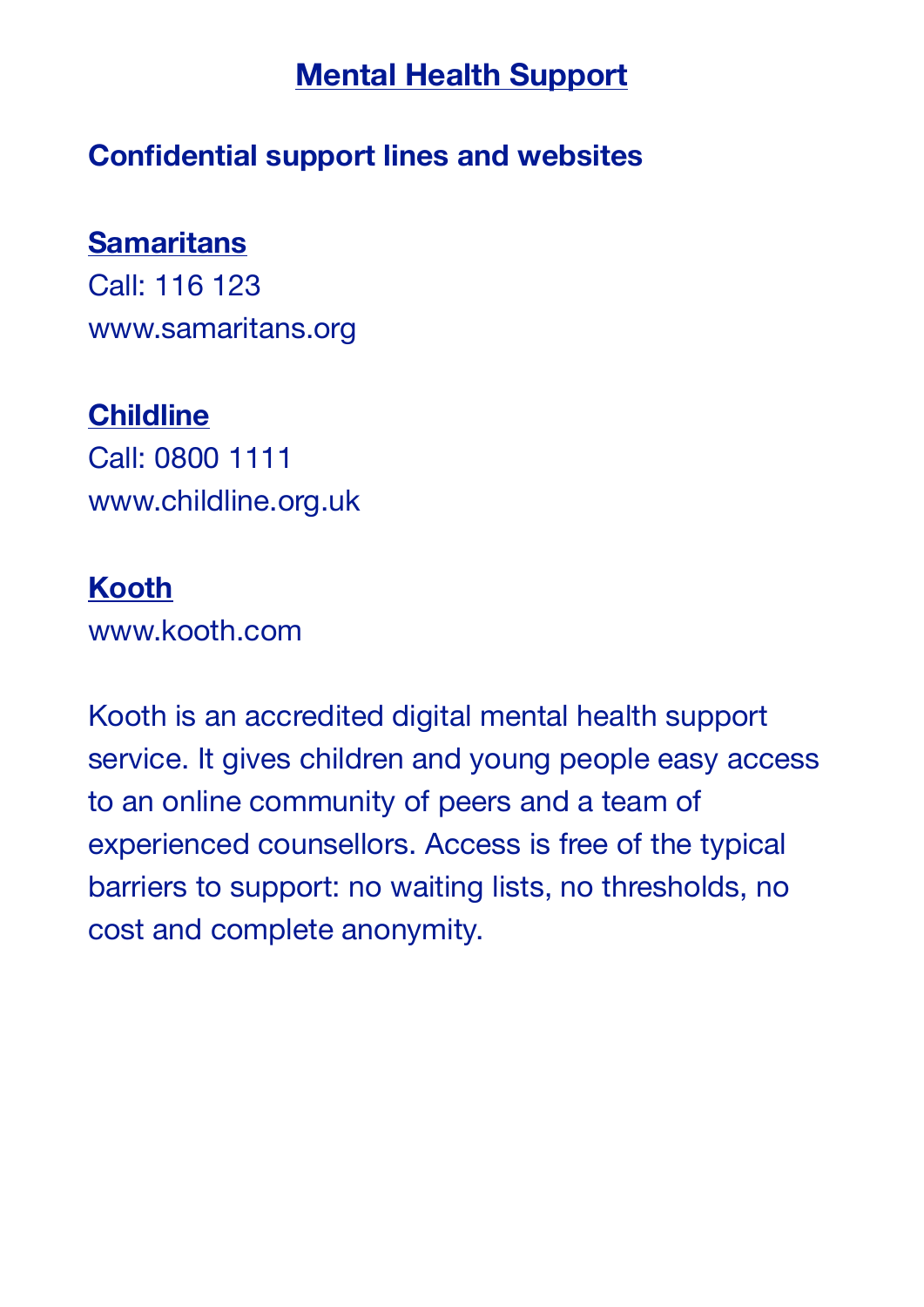# Mental Health Support

## Confidential support lines and websites

### Samaritans

Call: 116 123
www.samaritans.org

### Childline

Call: 0800 1111
www.childline.org.uk

### Kooth

www.kooth.com

Kooth is an accredited digital mental health support service. It gives children and young people easy access to an online community of peers and a team of experienced counsellors. Access is free of the typical barriers to support: no waiting lists, no thresholds, no cost and complete anonymity.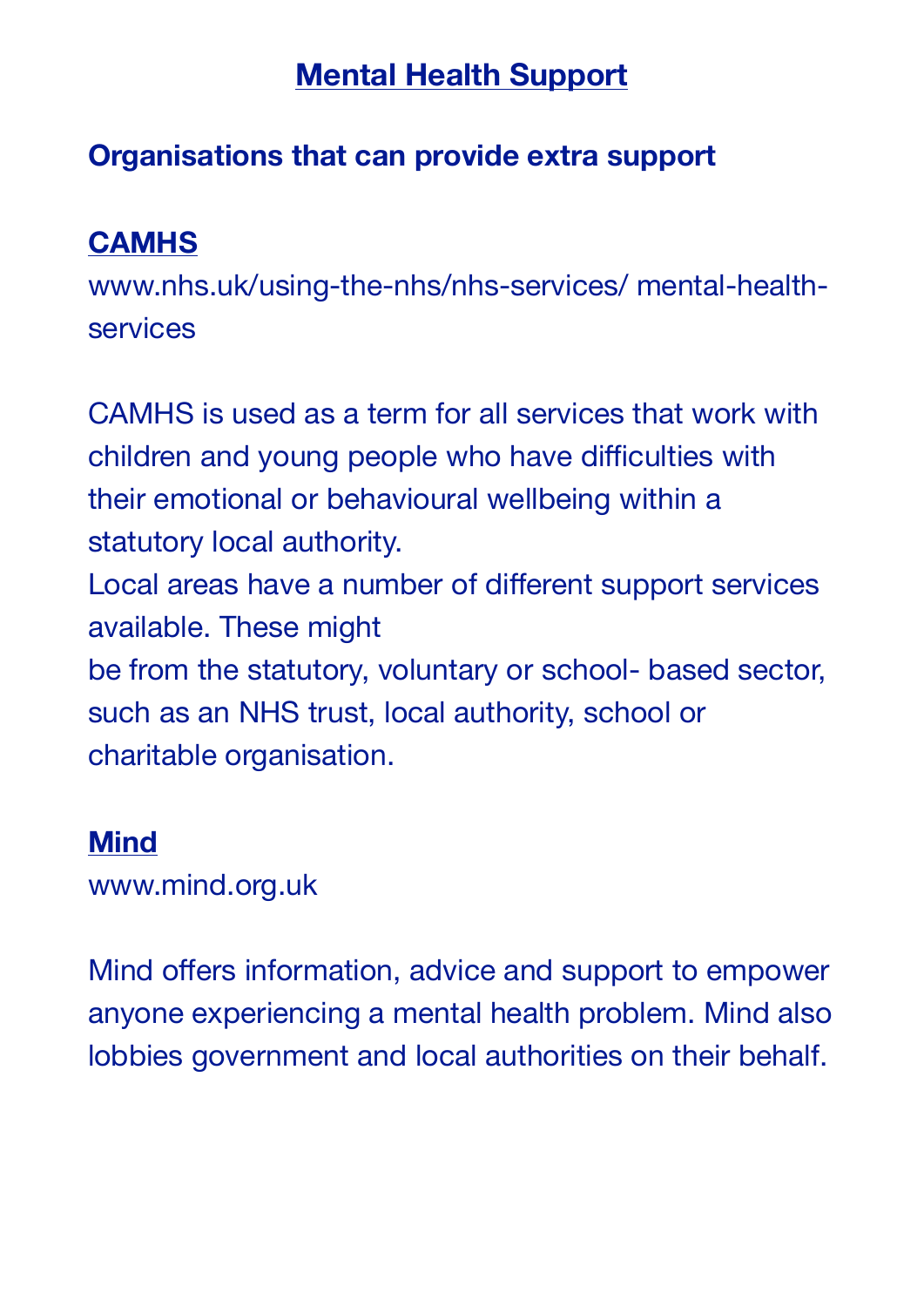# Mental Health Support

## Organisations that can provide extra support

### CAMHS

www.nhs.uk/using-the-nhs/nhs-services/ mental-health-services

CAMHS is used as a term for all services that work with children and young people who have difficulties with their emotional or behavioural wellbeing within a statutory local authority.
Local areas have a number of different support services available. These might be from the statutory, voluntary or school- based sector, such as an NHS trust, local authority, school or charitable organisation.

### Mind

www.mind.org.uk

Mind offers information, advice and support to empower anyone experiencing a mental health problem. Mind also lobbies government and local authorities on their behalf.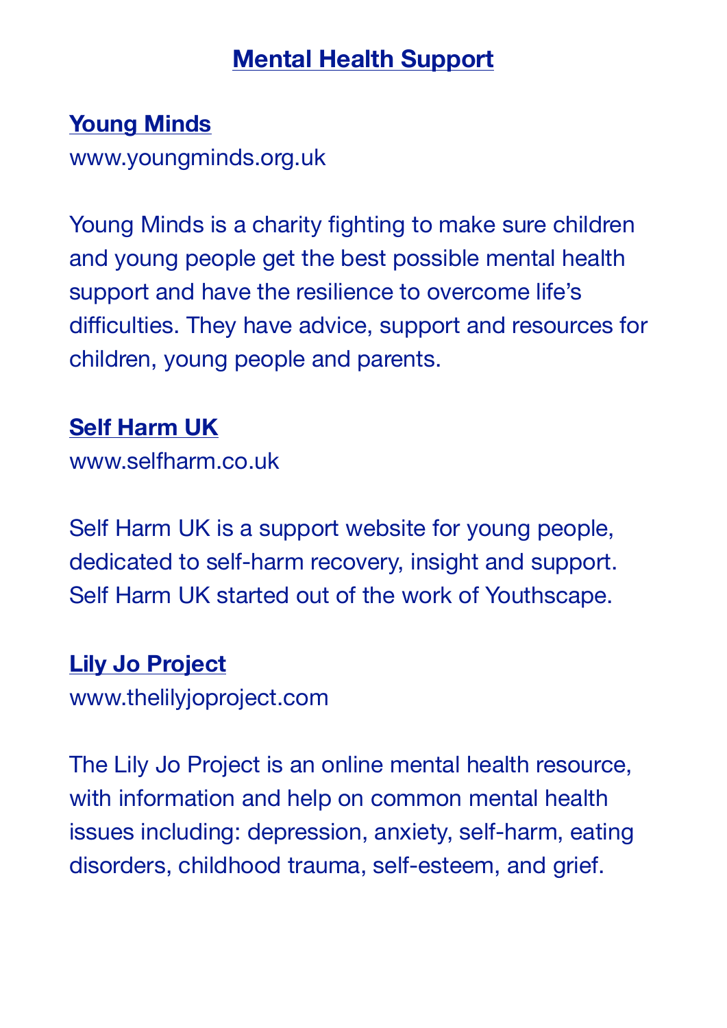# Mental Health Support

## Young Minds

www.youngminds.org.uk

Young Minds is a charity fighting to make sure children and young people get the best possible mental health support and have the resilience to overcome life's difficulties. They have advice, support and resources for children, young people and parents.

## Self Harm UK

www.selfharm.co.uk

Self Harm UK is a support website for young people, dedicated to self-harm recovery, insight and support. Self Harm UK started out of the work of Youthscape.

## Lily Jo Project

www.thelilyjoproject.com

The Lily Jo Project is an online mental health resource, with information and help on common mental health issues including: depression, anxiety, self-harm, eating disorders, childhood trauma, self-esteem, and grief.